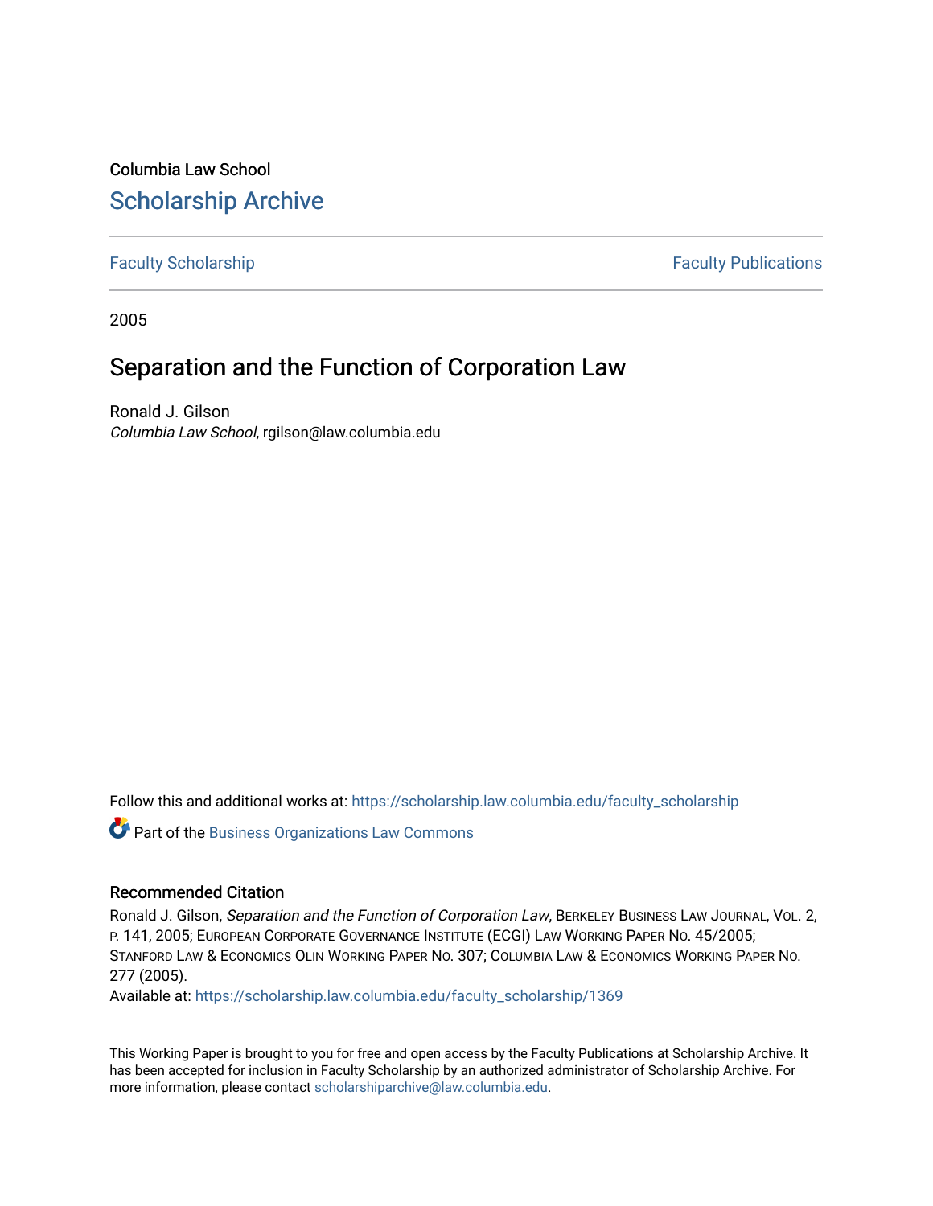Columbia Law School

# Scholarship Archive

Faculty Scholarship | Faculty Publications

2005

# Separation and the Function of Corporation Law

Ronald J. Gilson
*Columbia Law School*, rgilson@law.columbia.edu

Follow this and additional works at: https://scholarship.law.columbia.edu/faculty_scholarship

Part of the Business Organizations Law Commons

## Recommended Citation

Ronald J. Gilson, *Separation and the Function of Corporation Law*, Berkeley Business Law Journal, Vol. 2, p. 141, 2005; European Corporate Governance Institute (ECGI) Law Working Paper No. 45/2005; Stanford Law & Economics Olin Working Paper No. 307; Columbia Law & Economics Working Paper No. 277 (2005).
Available at: https://scholarship.law.columbia.edu/faculty_scholarship/1369

This Working Paper is brought to you for free and open access by the Faculty Publications at Scholarship Archive. It has been accepted for inclusion in Faculty Scholarship by an authorized administrator of Scholarship Archive. For more information, please contact scholarshiparchive@law.columbia.edu.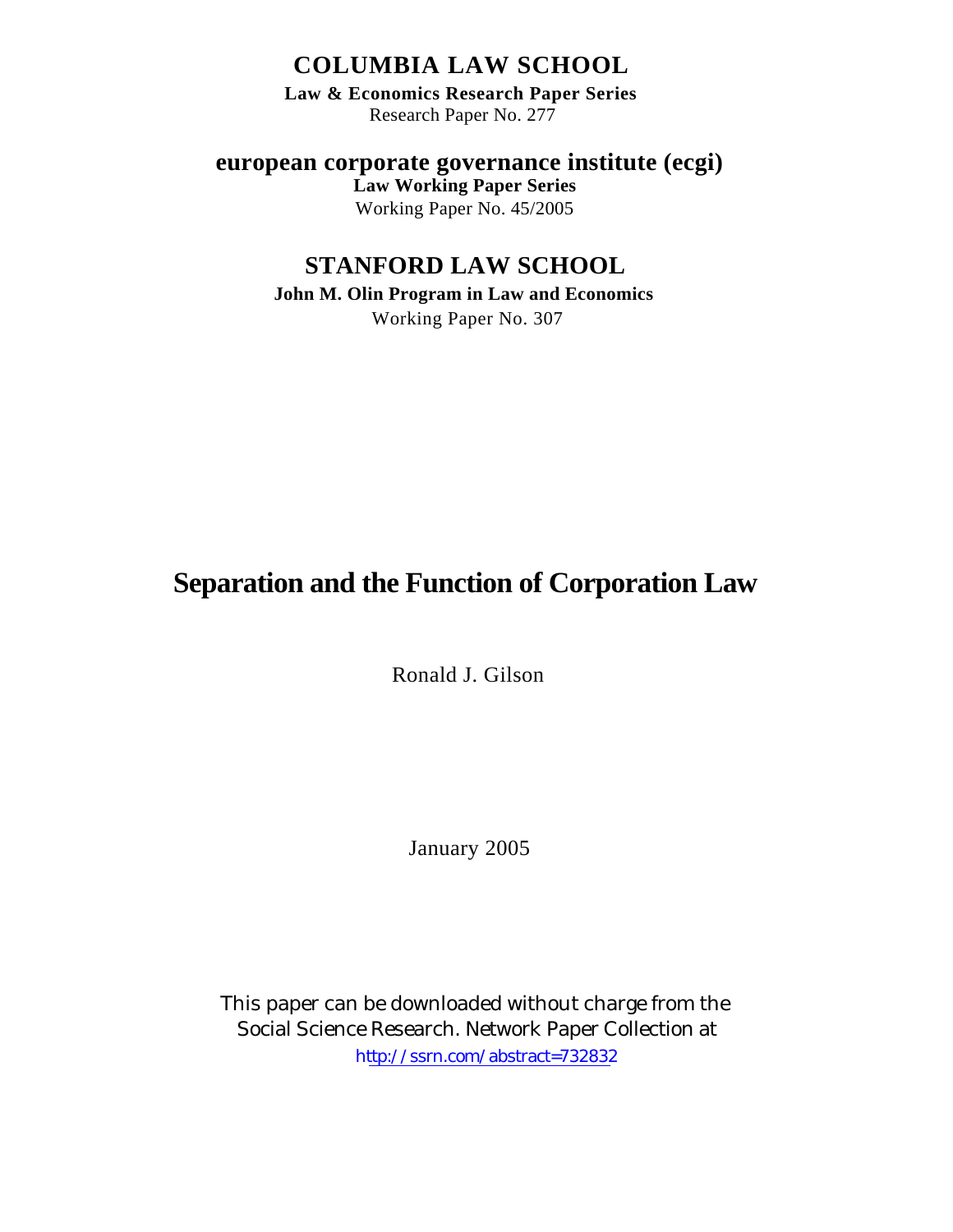# COLUMBIA LAW SCHOOL

**Law & Economics Research Paper Series**

Research Paper No. 277

## european corporate governance institute (ecgi)

**Law Working Paper Series**

Working Paper No. 45/2005

## STANFORD LAW SCHOOL

**John M. Olin Program in Law and Economics**

Working Paper No. 307

# Separation and the Function of Corporation Law

Ronald J. Gilson

January 2005

This paper can be downloaded without charge from the Social Science Research. Network Paper Collection at http://ssrn.com/abstract=732832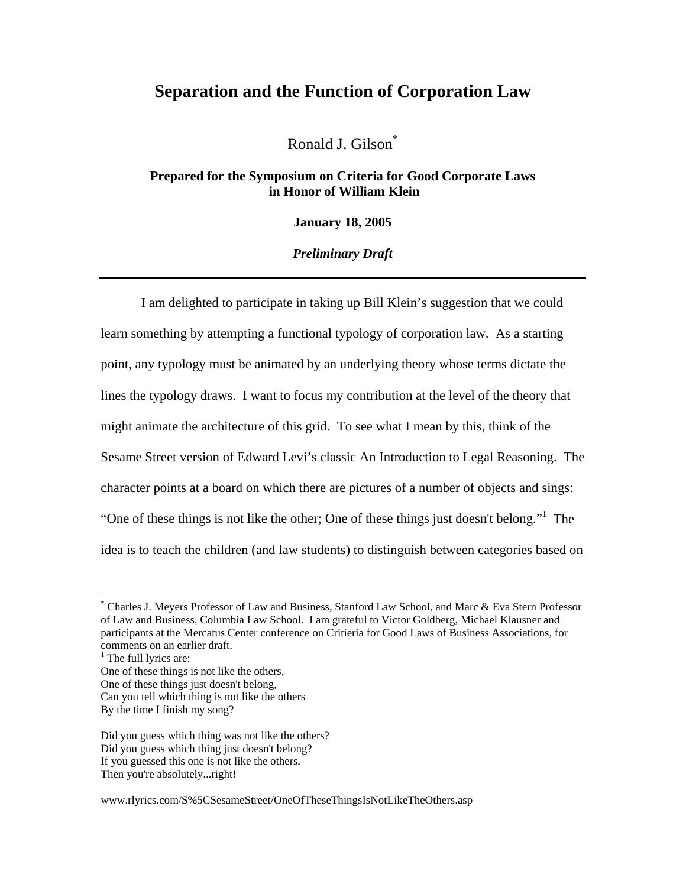# Separation and the Function of Corporation Law

Ronald J. Gilson[*]

**Prepared for the Symposium on Criteria for Good Corporate Laws in Honor of William Klein**

**January 18, 2005**

***Preliminary Draft***

---

I am delighted to participate in taking up Bill Klein's suggestion that we could learn something by attempting a functional typology of corporation law. As a starting point, any typology must be animated by an underlying theory whose terms dictate the lines the typology draws. I want to focus my contribution at the level of the theory that might animate the architecture of this grid. To see what I mean by this, think of the Sesame Street version of Edward Levi's classic An Introduction to Legal Reasoning. The character points at a board on which there are pictures of a number of objects and sings: "One of these things is not like the other; One of these things just doesn't belong."[1] The idea is to teach the children (and law students) to distinguish between categories based on

---

[*] Charles J. Meyers Professor of Law and Business, Stanford Law School, and Marc & Eva Stern Professor of Law and Business, Columbia Law School. I am grateful to Victor Goldberg, Michael Klausner and participants at the Mercatus Center conference on Critieria for Good Laws of Business Associations, for comments on an earlier draft.

[1] The full lyrics are:
One of these things is not like the others,
One of these things just doesn't belong,
Can you tell which thing is not like the others
By the time I finish my song?

Did you guess which thing was not like the others?
Did you guess which thing just doesn't belong?
If you guessed this one is not like the others,
Then you're absolutely...right!

www.rlyrics.com/S%5CSesameStreet/OneOfTheseThingsIsNotLikeTheOthers.asp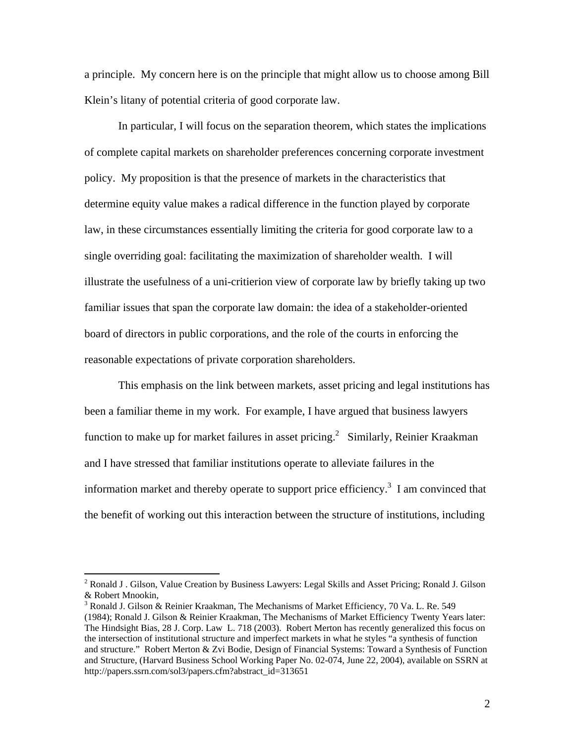a principle. My concern here is on the principle that might allow us to choose among Bill Klein's litany of potential criteria of good corporate law.

In particular, I will focus on the separation theorem, which states the implications of complete capital markets on shareholder preferences concerning corporate investment policy. My proposition is that the presence of markets in the characteristics that determine equity value makes a radical difference in the function played by corporate law, in these circumstances essentially limiting the criteria for good corporate law to a single overriding goal: facilitating the maximization of shareholder wealth. I will illustrate the usefulness of a uni-critierion view of corporate law by briefly taking up two familiar issues that span the corporate law domain: the idea of a stakeholder-oriented board of directors in public corporations, and the role of the courts in enforcing the reasonable expectations of private corporation shareholders.

This emphasis on the link between markets, asset pricing and legal institutions has been a familiar theme in my work. For example, I have argued that business lawyers function to make up for market failures in asset pricing.[2] Similarly, Reinier Kraakman and I have stressed that familiar institutions operate to alleviate failures in the information market and thereby operate to support price efficiency.[3] I am convinced that the benefit of working out this interaction between the structure of institutions, including

---

[2] Ronald J . Gilson, Value Creation by Business Lawyers: Legal Skills and Asset Pricing; Ronald J. Gilson & Robert Mnookin,

[3] Ronald J. Gilson & Reinier Kraakman, The Mechanisms of Market Efficiency, 70 Va. L. Re. 549 (1984); Ronald J. Gilson & Reinier Kraakman, The Mechanisms of Market Efficiency Twenty Years later: The Hindsight Bias, 28 J. Corp. Law L. 718 (2003). Robert Merton has recently generalized this focus on the intersection of institutional structure and imperfect markets in what he styles "a synthesis of function and structure." Robert Merton & Zvi Bodie, Design of Financial Systems: Toward a Synthesis of Function and Structure, (Harvard Business School Working Paper No. 02-074, June 22, 2004), available on SSRN at http://papers.ssrn.com/sol3/papers.cfm?abstract_id=313651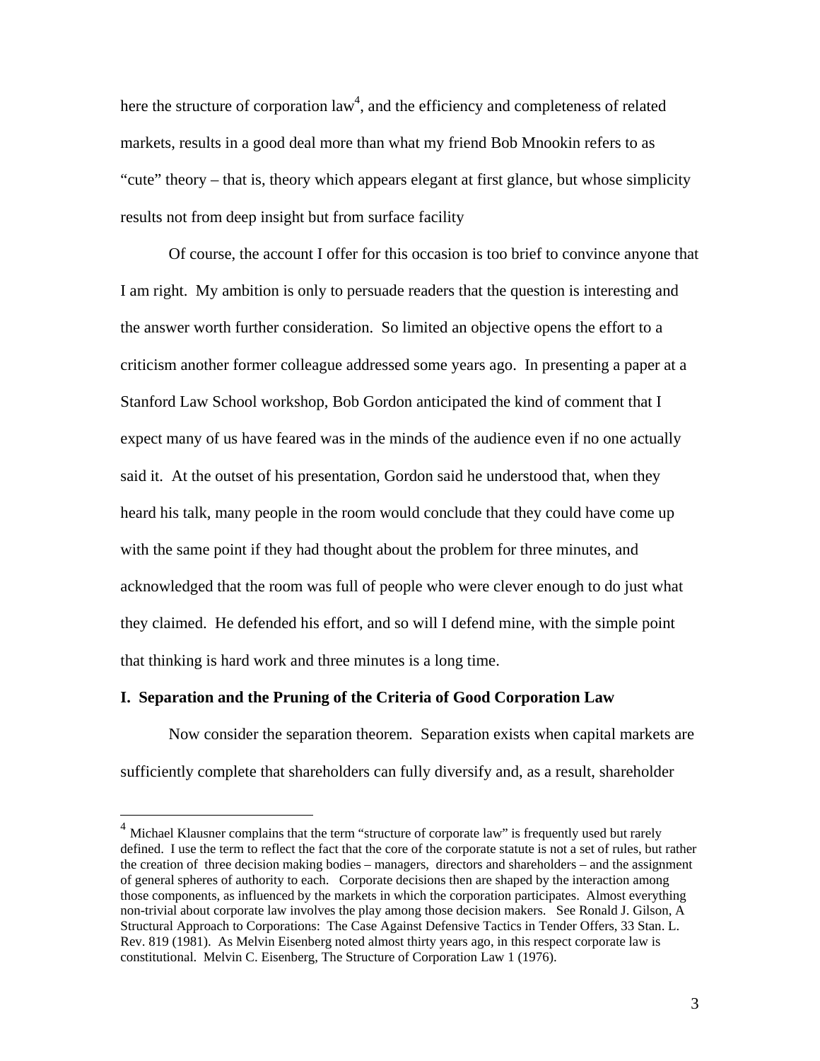here the structure of corporation law[4], and the efficiency and completeness of related markets, results in a good deal more than what my friend Bob Mnookin refers to as "cute" theory – that is, theory which appears elegant at first glance, but whose simplicity results not from deep insight but from surface facility

Of course, the account I offer for this occasion is too brief to convince anyone that I am right. My ambition is only to persuade readers that the question is interesting and the answer worth further consideration. So limited an objective opens the effort to a criticism another former colleague addressed some years ago. In presenting a paper at a Stanford Law School workshop, Bob Gordon anticipated the kind of comment that I expect many of us have feared was in the minds of the audience even if no one actually said it. At the outset of his presentation, Gordon said he understood that, when they heard his talk, many people in the room would conclude that they could have come up with the same point if they had thought about the problem for three minutes, and acknowledged that the room was full of people who were clever enough to do just what they claimed. He defended his effort, and so will I defend mine, with the simple point that thinking is hard work and three minutes is a long time.

**I. Separation and the Pruning of the Criteria of Good Corporation Law**

Now consider the separation theorem. Separation exists when capital markets are sufficiently complete that shareholders can fully diversify and, as a result, shareholder

---

[4] Michael Klausner complains that the term "structure of corporate law" is frequently used but rarely defined. I use the term to reflect the fact that the core of the corporate statute is not a set of rules, but rather the creation of three decision making bodies – managers, directors and shareholders – and the assignment of general spheres of authority to each. Corporate decisions then are shaped by the interaction among those components, as influenced by the markets in which the corporation participates. Almost everything non-trivial about corporate law involves the play among those decision makers. See Ronald J. Gilson, A Structural Approach to Corporations: The Case Against Defensive Tactics in Tender Offers, 33 Stan. L. Rev. 819 (1981). As Melvin Eisenberg noted almost thirty years ago, in this respect corporate law is constitutional. Melvin C. Eisenberg, The Structure of Corporation Law 1 (1976).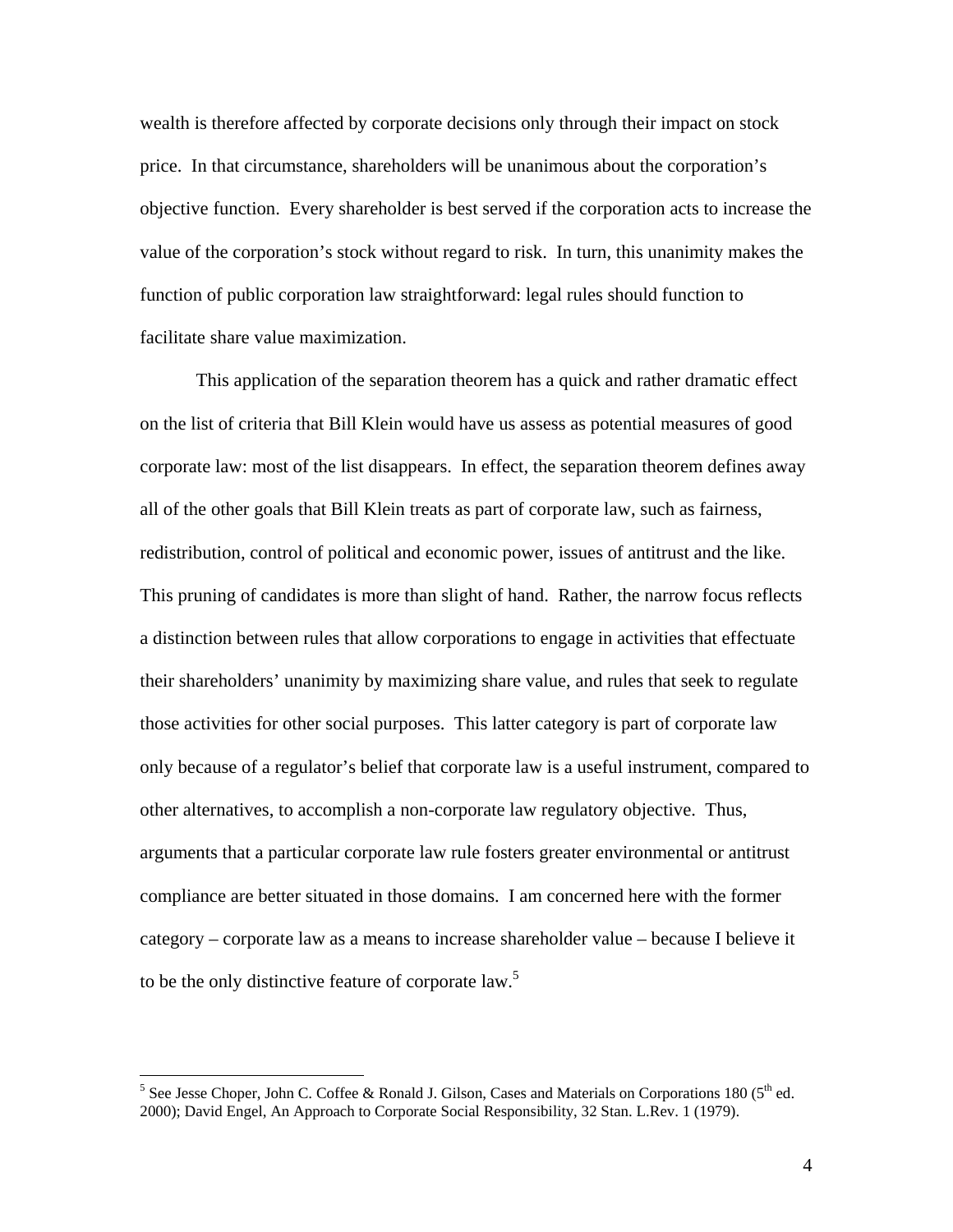wealth is therefore affected by corporate decisions only through their impact on stock price. In that circumstance, shareholders will be unanimous about the corporation's objective function. Every shareholder is best served if the corporation acts to increase the value of the corporation's stock without regard to risk. In turn, this unanimity makes the function of public corporation law straightforward: legal rules should function to facilitate share value maximization.

This application of the separation theorem has a quick and rather dramatic effect on the list of criteria that Bill Klein would have us assess as potential measures of good corporate law: most of the list disappears. In effect, the separation theorem defines away all of the other goals that Bill Klein treats as part of corporate law, such as fairness, redistribution, control of political and economic power, issues of antitrust and the like. This pruning of candidates is more than slight of hand. Rather, the narrow focus reflects a distinction between rules that allow corporations to engage in activities that effectuate their shareholders' unanimity by maximizing share value, and rules that seek to regulate those activities for other social purposes. This latter category is part of corporate law only because of a regulator's belief that corporate law is a useful instrument, compared to other alternatives, to accomplish a non-corporate law regulatory objective. Thus, arguments that a particular corporate law rule fosters greater environmental or antitrust compliance are better situated in those domains. I am concerned here with the former category – corporate law as a means to increase shareholder value – because I believe it to be the only distinctive feature of corporate law.[5]

[5] See Jesse Choper, John C. Coffee & Ronald J. Gilson, Cases and Materials on Corporations 180 (5th ed. 2000); David Engel, An Approach to Corporate Social Responsibility, 32 Stan. L.Rev. 1 (1979).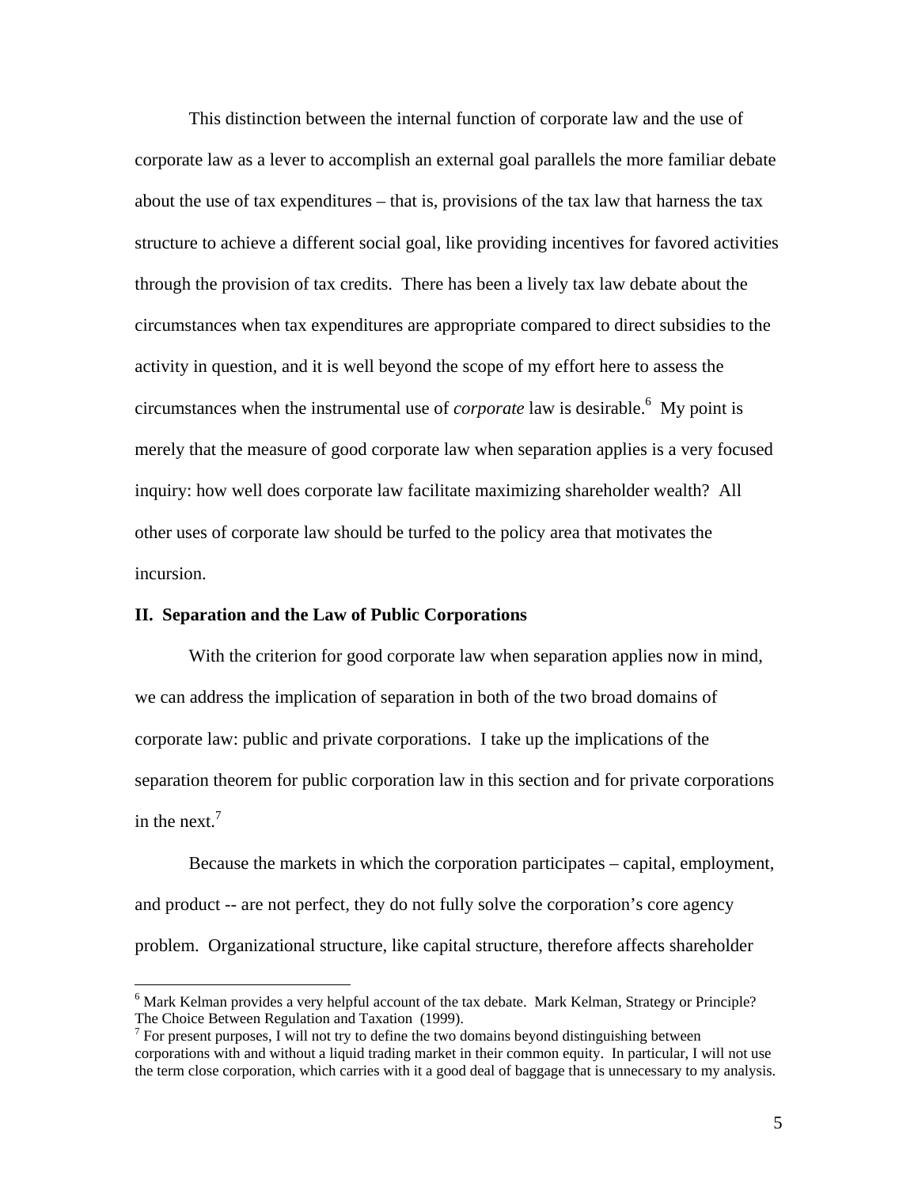This distinction between the internal function of corporate law and the use of corporate law as a lever to accomplish an external goal parallels the more familiar debate about the use of tax expenditures – that is, provisions of the tax law that harness the tax structure to achieve a different social goal, like providing incentives for favored activities through the provision of tax credits. There has been a lively tax law debate about the circumstances when tax expenditures are appropriate compared to direct subsidies to the activity in question, and it is well beyond the scope of my effort here to assess the circumstances when the instrumental use of *corporate* law is desirable.[6] My point is merely that the measure of good corporate law when separation applies is a very focused inquiry: how well does corporate law facilitate maximizing shareholder wealth? All other uses of corporate law should be turfed to the policy area that motivates the incursion.

## II. Separation and the Law of Public Corporations

With the criterion for good corporate law when separation applies now in mind, we can address the implication of separation in both of the two broad domains of corporate law: public and private corporations. I take up the implications of the separation theorem for public corporation law in this section and for private corporations in the next.[7]

Because the markets in which the corporation participates – capital, employment, and product -- are not perfect, they do not fully solve the corporation's core agency problem. Organizational structure, like capital structure, therefore affects shareholder

---

[6] Mark Kelman provides a very helpful account of the tax debate. Mark Kelman, Strategy or Principle? The Choice Between Regulation and Taxation (1999).

[7] For present purposes, I will not try to define the two domains beyond distinguishing between corporations with and without a liquid trading market in their common equity. In particular, I will not use the term close corporation, which carries with it a good deal of baggage that is unnecessary to my analysis.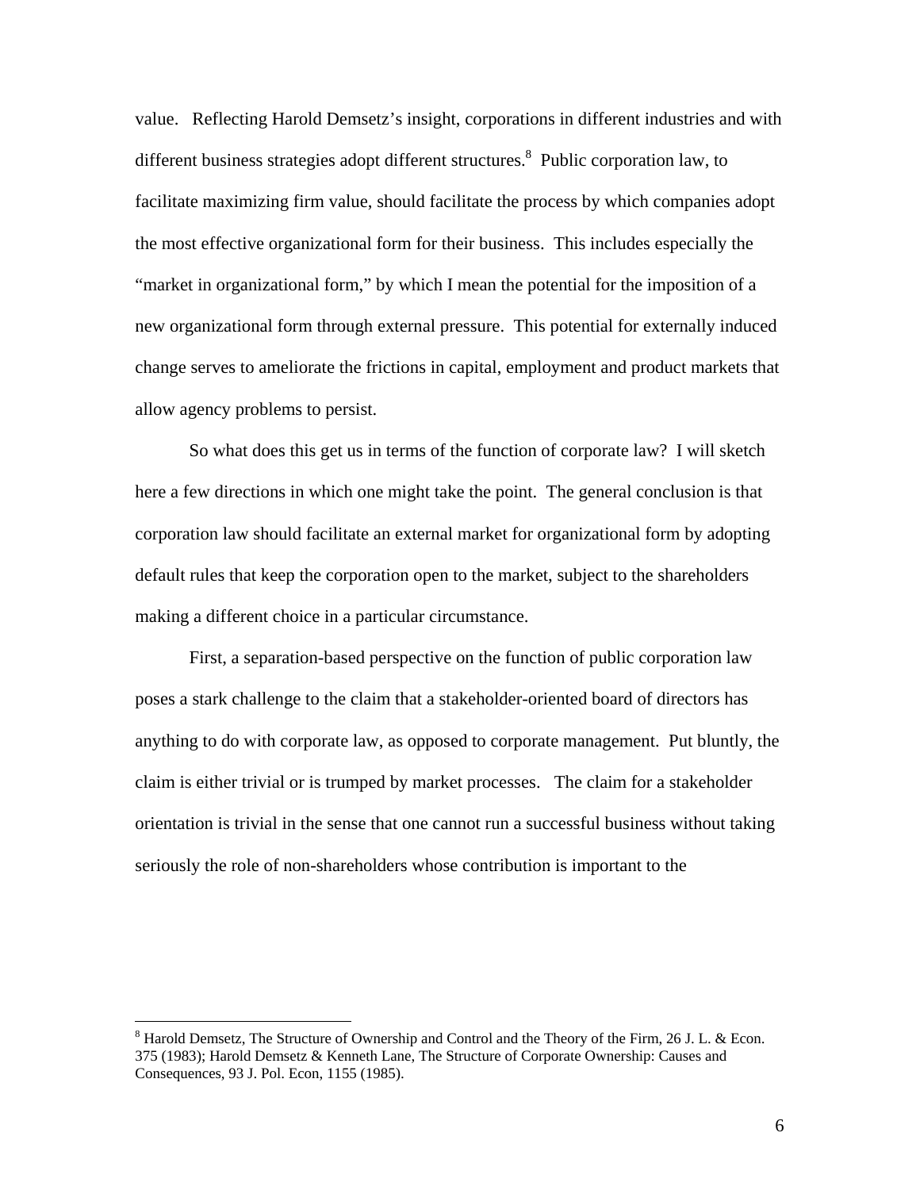value. Reflecting Harold Demsetz's insight, corporations in different industries and with different business strategies adopt different structures.[8] Public corporation law, to facilitate maximizing firm value, should facilitate the process by which companies adopt the most effective organizational form for their business. This includes especially the "market in organizational form," by which I mean the potential for the imposition of a new organizational form through external pressure. This potential for externally induced change serves to ameliorate the frictions in capital, employment and product markets that allow agency problems to persist.

So what does this get us in terms of the function of corporate law? I will sketch here a few directions in which one might take the point. The general conclusion is that corporation law should facilitate an external market for organizational form by adopting default rules that keep the corporation open to the market, subject to the shareholders making a different choice in a particular circumstance.

First, a separation-based perspective on the function of public corporation law poses a stark challenge to the claim that a stakeholder-oriented board of directors has anything to do with corporate law, as opposed to corporate management. Put bluntly, the claim is either trivial or is trumped by market processes. The claim for a stakeholder orientation is trivial in the sense that one cannot run a successful business without taking seriously the role of non-shareholders whose contribution is important to the

---

[8] Harold Demsetz, The Structure of Ownership and Control and the Theory of the Firm, 26 J. L. & Econ. 375 (1983); Harold Demsetz & Kenneth Lane, The Structure of Corporate Ownership: Causes and Consequences, 93 J. Pol. Econ, 1155 (1985).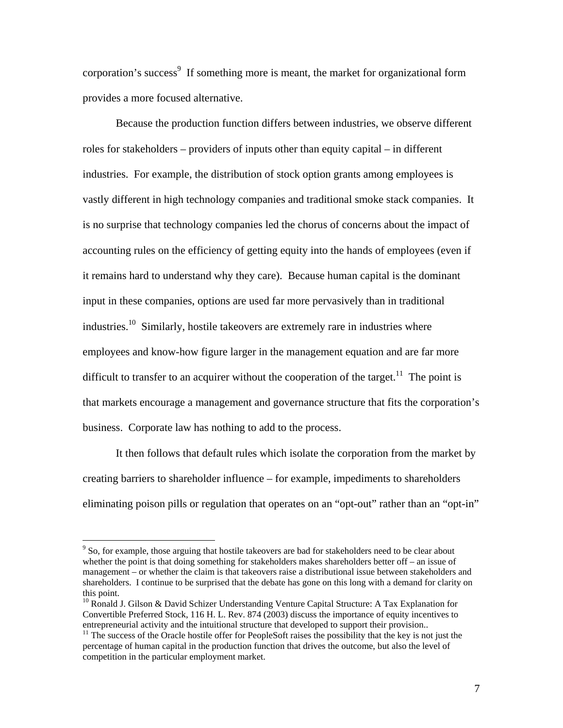corporation's success[9] If something more is meant, the market for organizational form provides a more focused alternative.

Because the production function differs between industries, we observe different roles for stakeholders – providers of inputs other than equity capital – in different industries. For example, the distribution of stock option grants among employees is vastly different in high technology companies and traditional smoke stack companies. It is no surprise that technology companies led the chorus of concerns about the impact of accounting rules on the efficiency of getting equity into the hands of employees (even if it remains hard to understand why they care). Because human capital is the dominant input in these companies, options are used far more pervasively than in traditional industries.[10] Similarly, hostile takeovers are extremely rare in industries where employees and know-how figure larger in the management equation and are far more difficult to transfer to an acquirer without the cooperation of the target.[11] The point is that markets encourage a management and governance structure that fits the corporation's business. Corporate law has nothing to add to the process.

It then follows that default rules which isolate the corporation from the market by creating barriers to shareholder influence – for example, impediments to shareholders eliminating poison pills or regulation that operates on an "opt-out" rather than an "opt-in"

---

[9] So, for example, those arguing that hostile takeovers are bad for stakeholders need to be clear about whether the point is that doing something for stakeholders makes shareholders better off – an issue of management – or whether the claim is that takeovers raise a distributional issue between stakeholders and shareholders. I continue to be surprised that the debate has gone on this long with a demand for clarity on this point.

[10] Ronald J. Gilson & David Schizer Understanding Venture Capital Structure: A Tax Explanation for Convertible Preferred Stock, 116 H. L. Rev. 874 (2003) discuss the importance of equity incentives to entrepreneurial activity and the intuitional structure that developed to support their provision..

[11] The success of the Oracle hostile offer for PeopleSoft raises the possibility that the key is not just the percentage of human capital in the production function that drives the outcome, but also the level of competition in the particular employment market.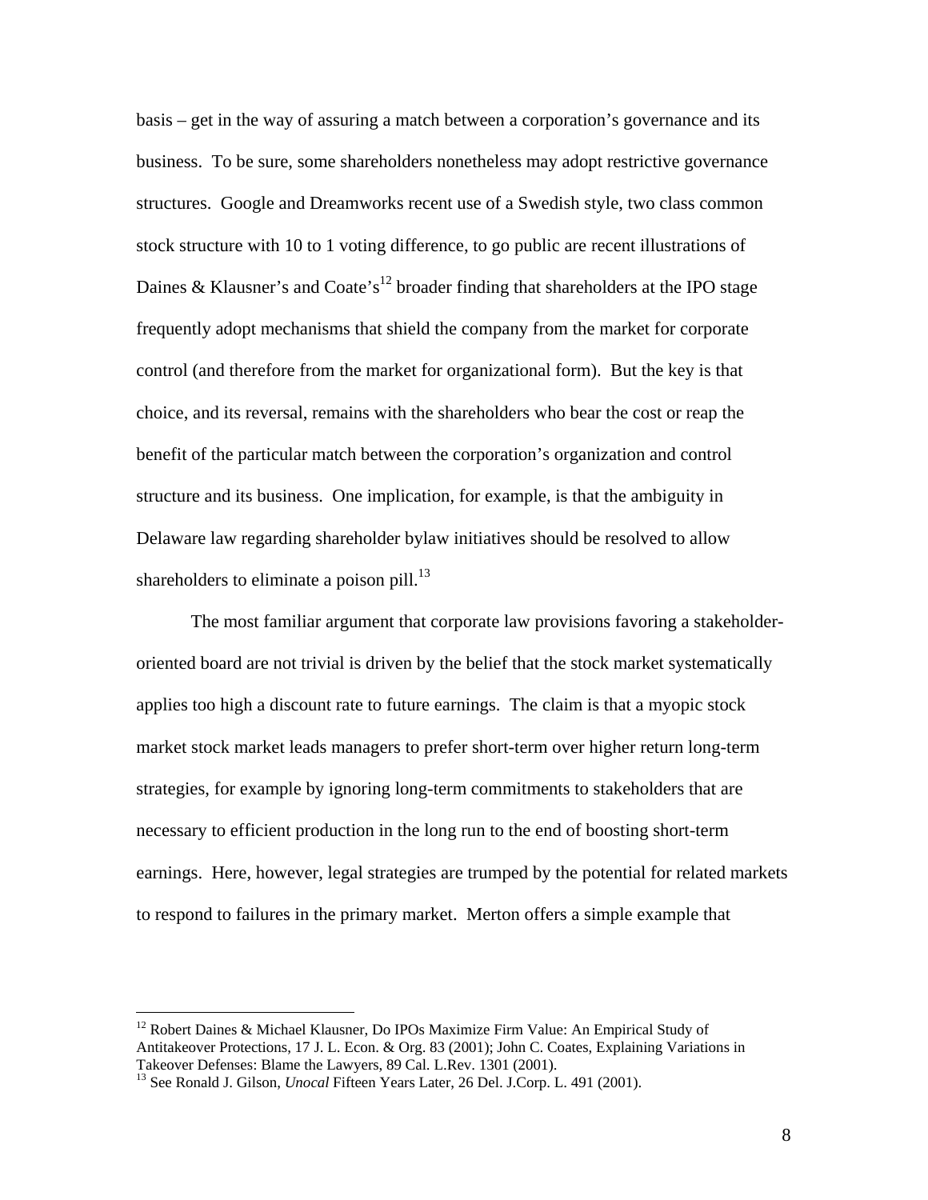basis – get in the way of assuring a match between a corporation's governance and its business. To be sure, some shareholders nonetheless may adopt restrictive governance structures. Google and Dreamworks recent use of a Swedish style, two class common stock structure with 10 to 1 voting difference, to go public are recent illustrations of Daines & Klausner's and Coate's[12] broader finding that shareholders at the IPO stage frequently adopt mechanisms that shield the company from the market for corporate control (and therefore from the market for organizational form). But the key is that choice, and its reversal, remains with the shareholders who bear the cost or reap the benefit of the particular match between the corporation's organization and control structure and its business. One implication, for example, is that the ambiguity in Delaware law regarding shareholder bylaw initiatives should be resolved to allow shareholders to eliminate a poison pill.[13]

The most familiar argument that corporate law provisions favoring a stakeholder-oriented board are not trivial is driven by the belief that the stock market systematically applies too high a discount rate to future earnings. The claim is that a myopic stock market stock market leads managers to prefer short-term over higher return long-term strategies, for example by ignoring long-term commitments to stakeholders that are necessary to efficient production in the long run to the end of boosting short-term earnings. Here, however, legal strategies are trumped by the potential for related markets to respond to failures in the primary market. Merton offers a simple example that

---

[12] Robert Daines & Michael Klausner, Do IPOs Maximize Firm Value: An Empirical Study of Antitakeover Protections, 17 J. L. Econ. & Org. 83 (2001); John C. Coates, Explaining Variations in Takeover Defenses: Blame the Lawyers, 89 Cal. L.Rev. 1301 (2001).

[13] See Ronald J. Gilson, *Unocal* Fifteen Years Later, 26 Del. J.Corp. L. 491 (2001).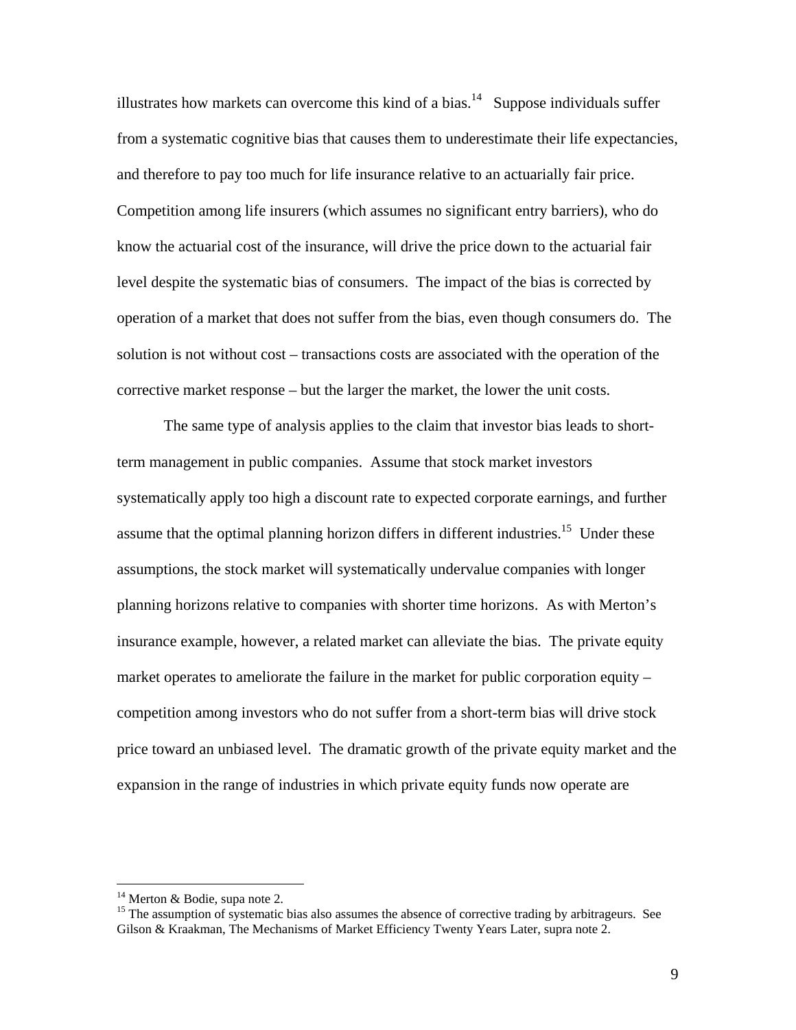illustrates how markets can overcome this kind of a bias.[14] Suppose individuals suffer from a systematic cognitive bias that causes them to underestimate their life expectancies, and therefore to pay too much for life insurance relative to an actuarially fair price. Competition among life insurers (which assumes no significant entry barriers), who do know the actuarial cost of the insurance, will drive the price down to the actuarial fair level despite the systematic bias of consumers. The impact of the bias is corrected by operation of a market that does not suffer from the bias, even though consumers do. The solution is not without cost – transactions costs are associated with the operation of the corrective market response – but the larger the market, the lower the unit costs.

The same type of analysis applies to the claim that investor bias leads to short-term management in public companies. Assume that stock market investors systematically apply too high a discount rate to expected corporate earnings, and further assume that the optimal planning horizon differs in different industries.[15] Under these assumptions, the stock market will systematically undervalue companies with longer planning horizons relative to companies with shorter time horizons. As with Merton's insurance example, however, a related market can alleviate the bias. The private equity market operates to ameliorate the failure in the market for public corporation equity – competition among investors who do not suffer from a short-term bias will drive stock price toward an unbiased level. The dramatic growth of the private equity market and the expansion in the range of industries in which private equity funds now operate are

---

[14] Merton & Bodie, supa note 2.

[15] The assumption of systematic bias also assumes the absence of corrective trading by arbitrageurs. See Gilson & Kraakman, The Mechanisms of Market Efficiency Twenty Years Later, supra note 2.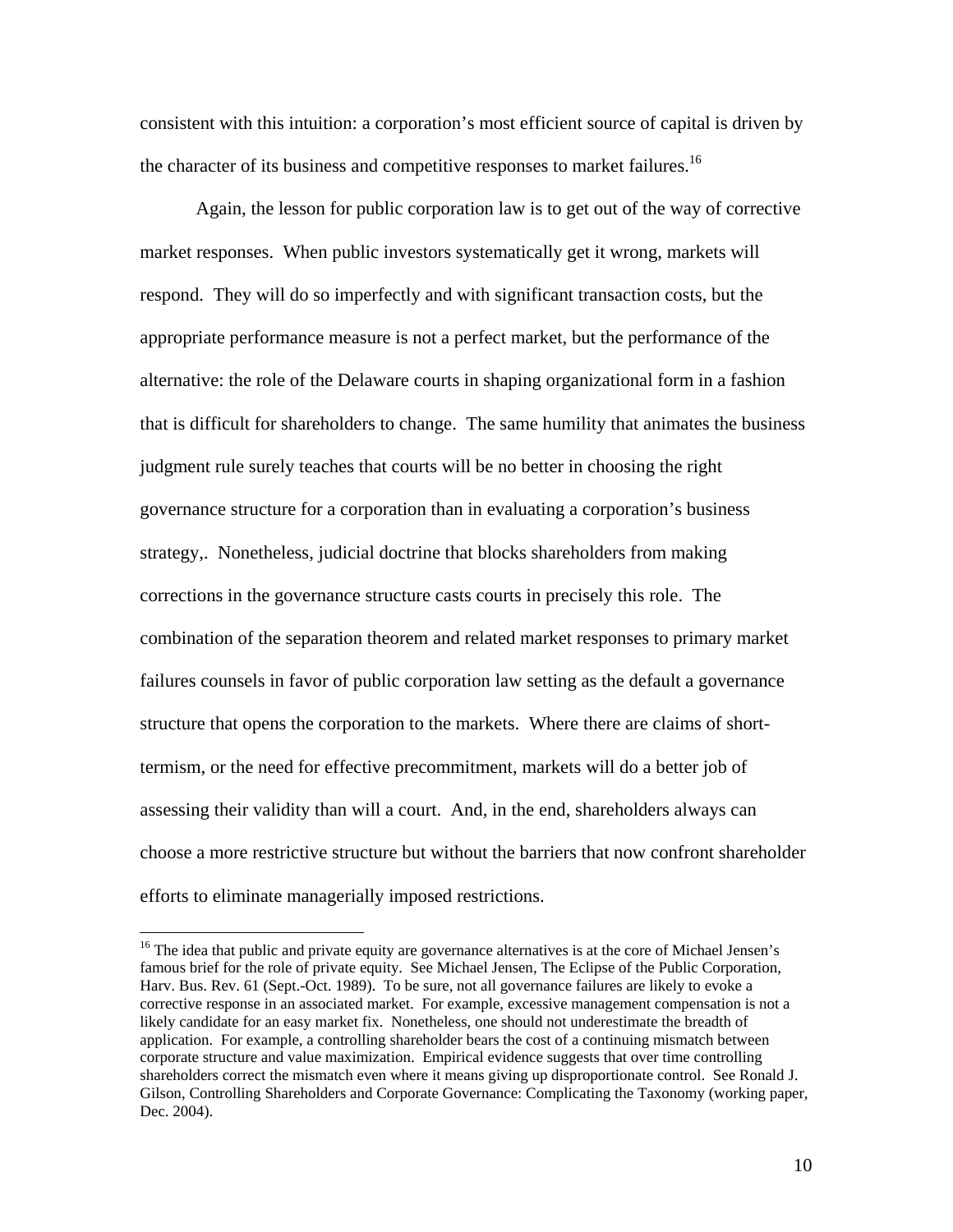consistent with this intuition: a corporation's most efficient source of capital is driven by the character of its business and competitive responses to market failures.[16]

Again, the lesson for public corporation law is to get out of the way of corrective market responses. When public investors systematically get it wrong, markets will respond. They will do so imperfectly and with significant transaction costs, but the appropriate performance measure is not a perfect market, but the performance of the alternative: the role of the Delaware courts in shaping organizational form in a fashion that is difficult for shareholders to change. The same humility that animates the business judgment rule surely teaches that courts will be no better in choosing the right governance structure for a corporation than in evaluating a corporation's business strategy,. Nonetheless, judicial doctrine that blocks shareholders from making corrections in the governance structure casts courts in precisely this role. The combination of the separation theorem and related market responses to primary market failures counsels in favor of public corporation law setting as the default a governance structure that opens the corporation to the markets. Where there are claims of short-termism, or the need for effective precommitment, markets will do a better job of assessing their validity than will a court. And, in the end, shareholders always can choose a more restrictive structure but without the barriers that now confront shareholder efforts to eliminate managerially imposed restrictions.

---

[16] The idea that public and private equity are governance alternatives is at the core of Michael Jensen's famous brief for the role of private equity. See Michael Jensen, The Eclipse of the Public Corporation, Harv. Bus. Rev. 61 (Sept.-Oct. 1989). To be sure, not all governance failures are likely to evoke a corrective response in an associated market. For example, excessive management compensation is not a likely candidate for an easy market fix. Nonetheless, one should not underestimate the breadth of application. For example, a controlling shareholder bears the cost of a continuing mismatch between corporate structure and value maximization. Empirical evidence suggests that over time controlling shareholders correct the mismatch even where it means giving up disproportionate control. See Ronald J. Gilson, Controlling Shareholders and Corporate Governance: Complicating the Taxonomy (working paper, Dec. 2004).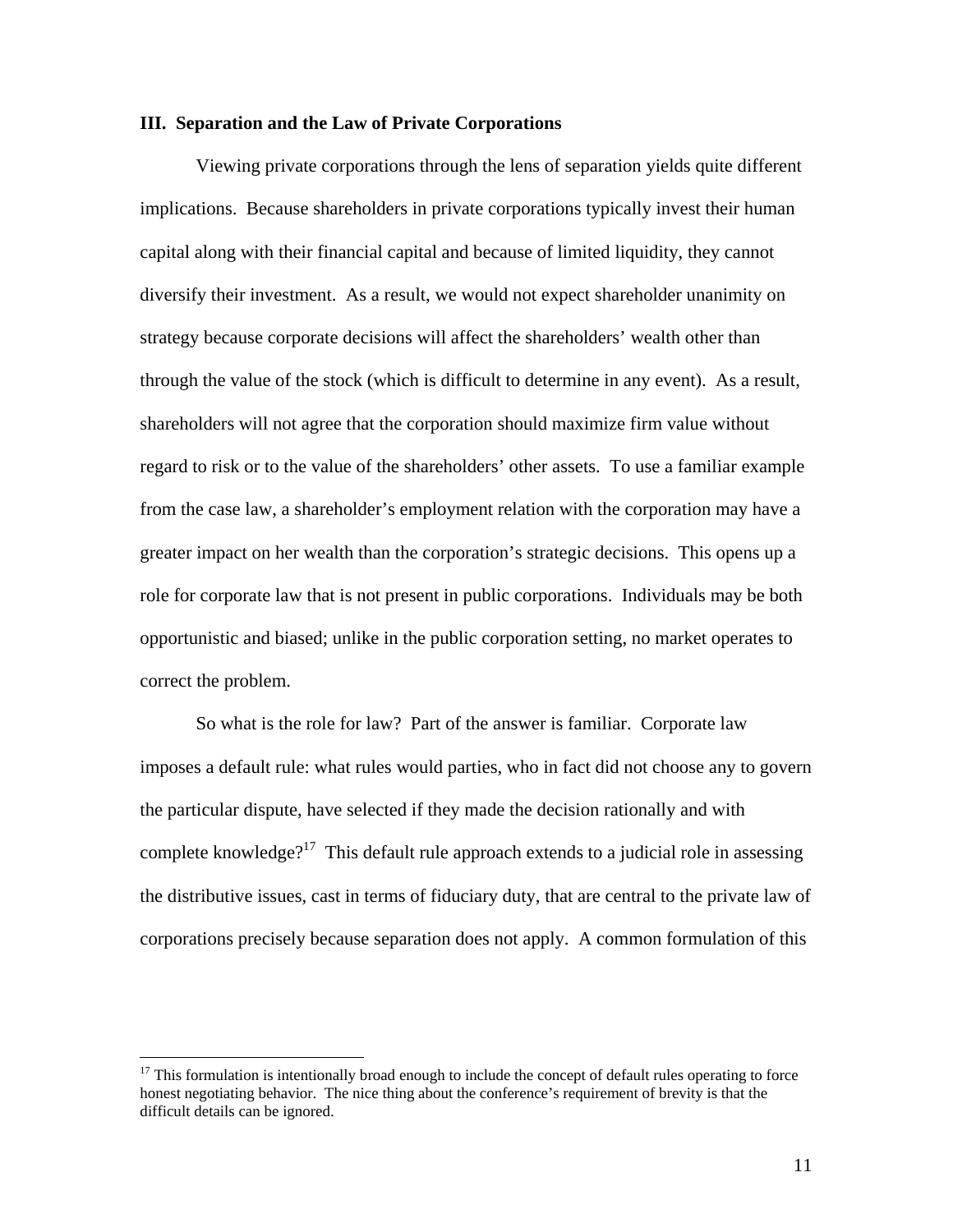## III. Separation and the Law of Private Corporations

Viewing private corporations through the lens of separation yields quite different implications. Because shareholders in private corporations typically invest their human capital along with their financial capital and because of limited liquidity, they cannot diversify their investment. As a result, we would not expect shareholder unanimity on strategy because corporate decisions will affect the shareholders' wealth other than through the value of the stock (which is difficult to determine in any event). As a result, shareholders will not agree that the corporation should maximize firm value without regard to risk or to the value of the shareholders' other assets. To use a familiar example from the case law, a shareholder's employment relation with the corporation may have a greater impact on her wealth than the corporation's strategic decisions. This opens up a role for corporate law that is not present in public corporations. Individuals may be both opportunistic and biased; unlike in the public corporation setting, no market operates to correct the problem.

So what is the role for law? Part of the answer is familiar. Corporate law imposes a default rule: what rules would parties, who in fact did not choose any to govern the particular dispute, have selected if they made the decision rationally and with complete knowledge?[17] This default rule approach extends to a judicial role in assessing the distributive issues, cast in terms of fiduciary duty, that are central to the private law of corporations precisely because separation does not apply. A common formulation of this

---

[17] This formulation is intentionally broad enough to include the concept of default rules operating to force honest negotiating behavior. The nice thing about the conference's requirement of brevity is that the difficult details can be ignored.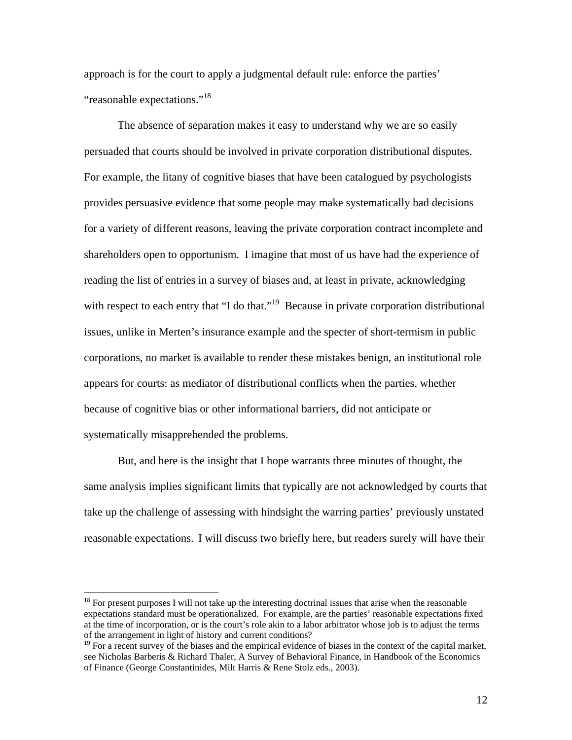approach is for the court to apply a judgmental default rule: enforce the parties' "reasonable expectations."[18]

The absence of separation makes it easy to understand why we are so easily persuaded that courts should be involved in private corporation distributional disputes. For example, the litany of cognitive biases that have been catalogued by psychologists provides persuasive evidence that some people may make systematically bad decisions for a variety of different reasons, leaving the private corporation contract incomplete and shareholders open to opportunism. I imagine that most of us have had the experience of reading the list of entries in a survey of biases and, at least in private, acknowledging with respect to each entry that "I do that."[19] Because in private corporation distributional issues, unlike in Merten's insurance example and the specter of short-termism in public corporations, no market is available to render these mistakes benign, an institutional role appears for courts: as mediator of distributional conflicts when the parties, whether because of cognitive bias or other informational barriers, did not anticipate or systematically misapprehended the problems.

But, and here is the insight that I hope warrants three minutes of thought, the same analysis implies significant limits that typically are not acknowledged by courts that take up the challenge of assessing with hindsight the warring parties' previously unstated reasonable expectations. I will discuss two briefly here, but readers surely will have their

---

[18] For present purposes I will not take up the interesting doctrinal issues that arise when the reasonable expectations standard must be operationalized. For example, are the parties' reasonable expectations fixed at the time of incorporation, or is the court's role akin to a labor arbitrator whose job is to adjust the terms of the arrangement in light of history and current conditions?

[19] For a recent survey of the biases and the empirical evidence of biases in the context of the capital market, see Nicholas Barberis & Richard Thaler, A Survey of Behavioral Finance, in Handbook of the Economics of Finance (George Constantinides, Milt Harris & Rene Stolz eds., 2003).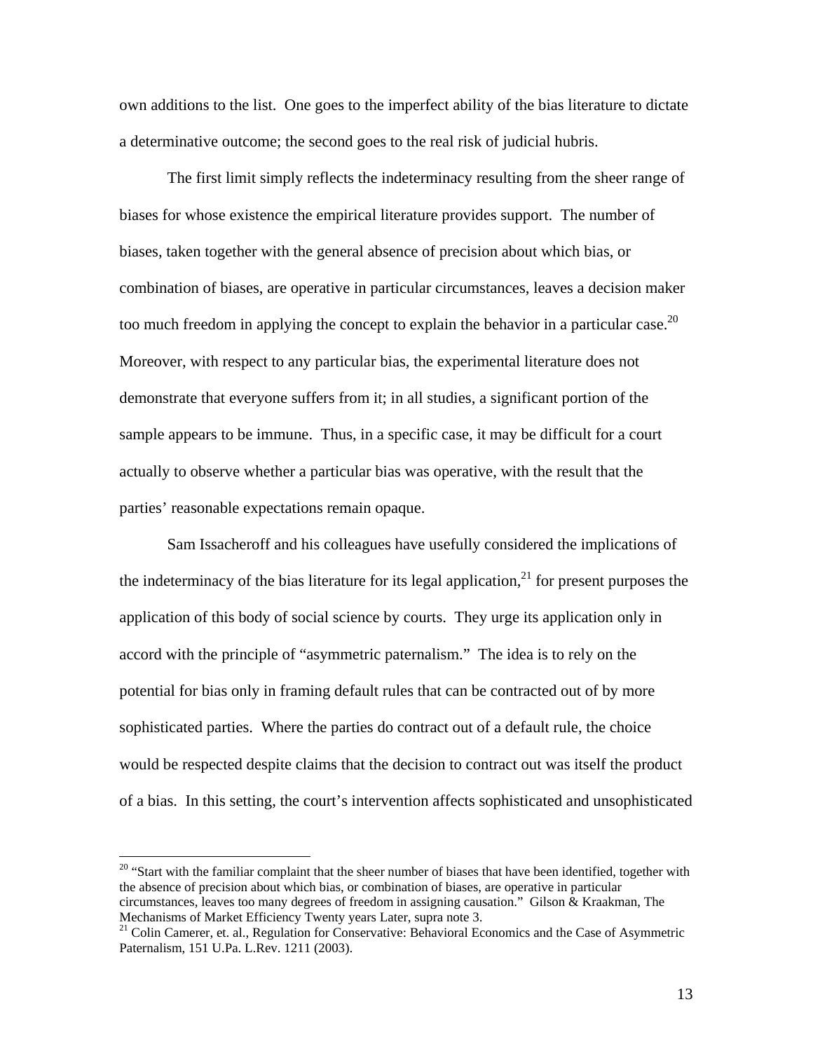own additions to the list. One goes to the imperfect ability of the bias literature to dictate a determinative outcome; the second goes to the real risk of judicial hubris.

The first limit simply reflects the indeterminacy resulting from the sheer range of biases for whose existence the empirical literature provides support. The number of biases, taken together with the general absence of precision about which bias, or combination of biases, are operative in particular circumstances, leaves a decision maker too much freedom in applying the concept to explain the behavior in a particular case.[20] Moreover, with respect to any particular bias, the experimental literature does not demonstrate that everyone suffers from it; in all studies, a significant portion of the sample appears to be immune. Thus, in a specific case, it may be difficult for a court actually to observe whether a particular bias was operative, with the result that the parties' reasonable expectations remain opaque.

Sam Issacheroff and his colleagues have usefully considered the implications of the indeterminacy of the bias literature for its legal application,[21] for present purposes the application of this body of social science by courts. They urge its application only in accord with the principle of "asymmetric paternalism." The idea is to rely on the potential for bias only in framing default rules that can be contracted out of by more sophisticated parties. Where the parties do contract out of a default rule, the choice would be respected despite claims that the decision to contract out was itself the product of a bias. In this setting, the court's intervention affects sophisticated and unsophisticated

---

[20] "Start with the familiar complaint that the sheer number of biases that have been identified, together with the absence of precision about which bias, or combination of biases, are operative in particular circumstances, leaves too many degrees of freedom in assigning causation." Gilson & Kraakman, The Mechanisms of Market Efficiency Twenty years Later, supra note 3.

[21] Colin Camerer, et. al., Regulation for Conservative: Behavioral Economics and the Case of Asymmetric Paternalism, 151 U.Pa. L.Rev. 1211 (2003).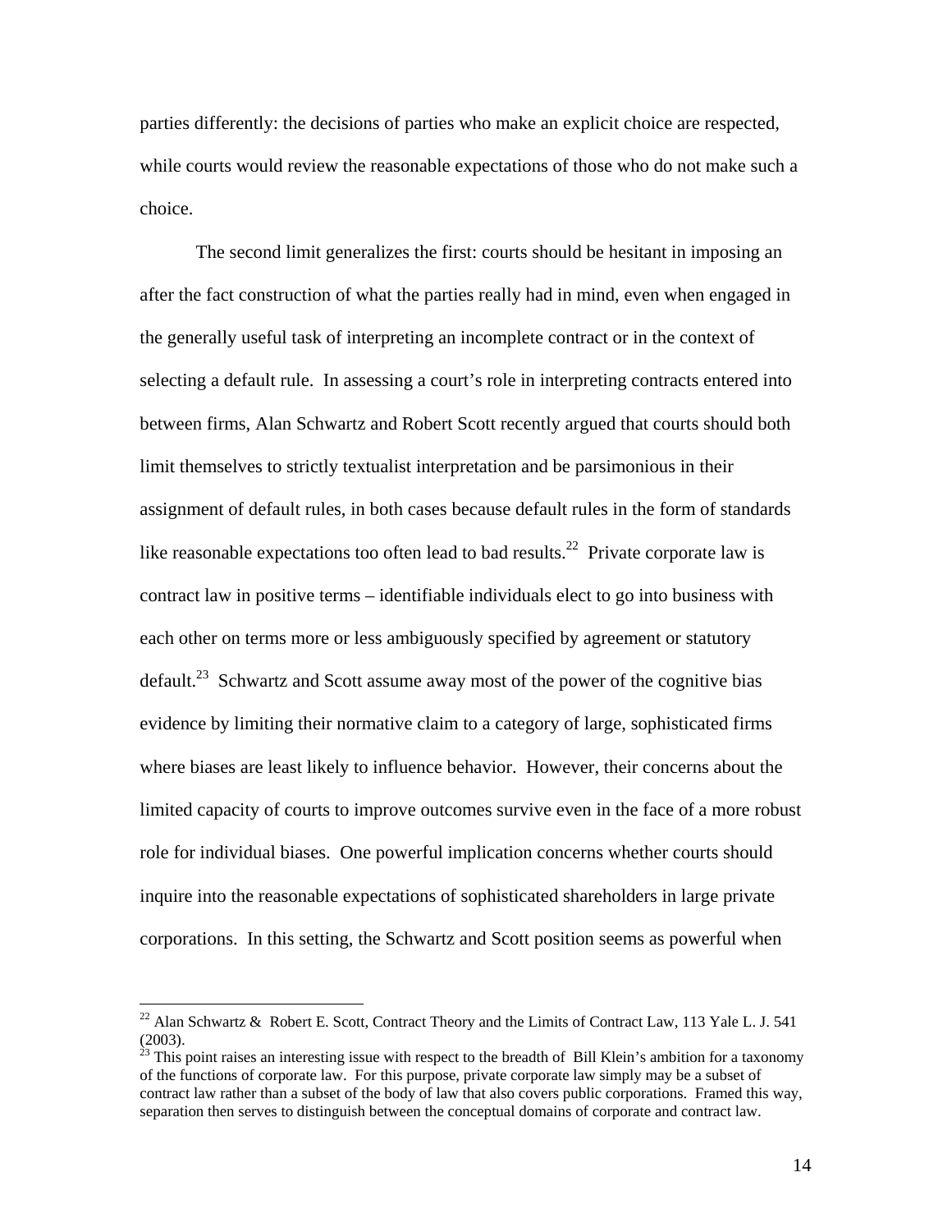parties differently: the decisions of parties who make an explicit choice are respected, while courts would review the reasonable expectations of those who do not make such a choice.

The second limit generalizes the first: courts should be hesitant in imposing an after the fact construction of what the parties really had in mind, even when engaged in the generally useful task of interpreting an incomplete contract or in the context of selecting a default rule. In assessing a court's role in interpreting contracts entered into between firms, Alan Schwartz and Robert Scott recently argued that courts should both limit themselves to strictly textualist interpretation and be parsimonious in their assignment of default rules, in both cases because default rules in the form of standards like reasonable expectations too often lead to bad results.[22] Private corporate law is contract law in positive terms – identifiable individuals elect to go into business with each other on terms more or less ambiguously specified by agreement or statutory default.[23] Schwartz and Scott assume away most of the power of the cognitive bias evidence by limiting their normative claim to a category of large, sophisticated firms where biases are least likely to influence behavior. However, their concerns about the limited capacity of courts to improve outcomes survive even in the face of a more robust role for individual biases. One powerful implication concerns whether courts should inquire into the reasonable expectations of sophisticated shareholders in large private corporations. In this setting, the Schwartz and Scott position seems as powerful when

---

[22] Alan Schwartz & Robert E. Scott, Contract Theory and the Limits of Contract Law, 113 Yale L. J. 541 (2003).

[23] This point raises an interesting issue with respect to the breadth of Bill Klein's ambition for a taxonomy of the functions of corporate law. For this purpose, private corporate law simply may be a subset of contract law rather than a subset of the body of law that also covers public corporations. Framed this way, separation then serves to distinguish between the conceptual domains of corporate and contract law.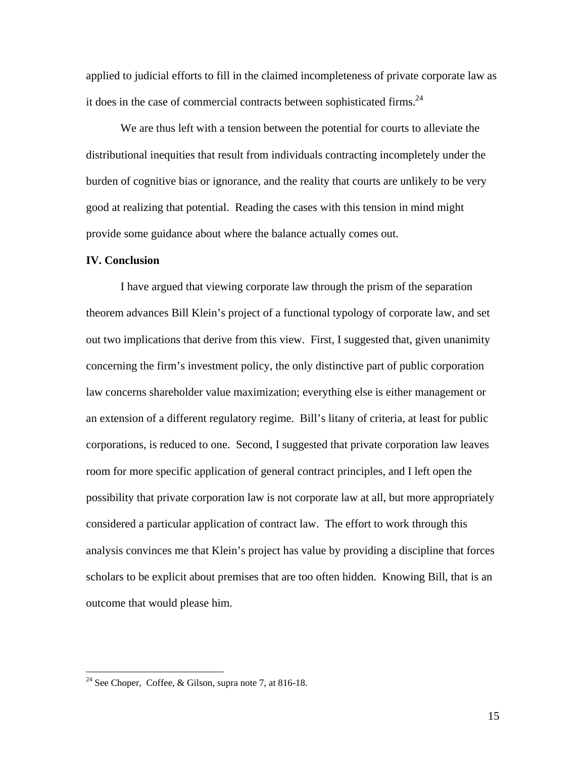applied to judicial efforts to fill in the claimed incompleteness of private corporate law as it does in the case of commercial contracts between sophisticated firms.[24]

We are thus left with a tension between the potential for courts to alleviate the distributional inequities that result from individuals contracting incompletely under the burden of cognitive bias or ignorance, and the reality that courts are unlikely to be very good at realizing that potential. Reading the cases with this tension in mind might provide some guidance about where the balance actually comes out.

## IV. Conclusion

I have argued that viewing corporate law through the prism of the separation theorem advances Bill Klein's project of a functional typology of corporate law, and set out two implications that derive from this view. First, I suggested that, given unanimity concerning the firm's investment policy, the only distinctive part of public corporation law concerns shareholder value maximization; everything else is either management or an extension of a different regulatory regime. Bill's litany of criteria, at least for public corporations, is reduced to one. Second, I suggested that private corporation law leaves room for more specific application of general contract principles, and I left open the possibility that private corporation law is not corporate law at all, but more appropriately considered a particular application of contract law. The effort to work through this analysis convinces me that Klein's project has value by providing a discipline that forces scholars to be explicit about premises that are too often hidden. Knowing Bill, that is an outcome that would please him.

---

[24] See Choper, Coffee, & Gilson, supra note 7, at 816-18.